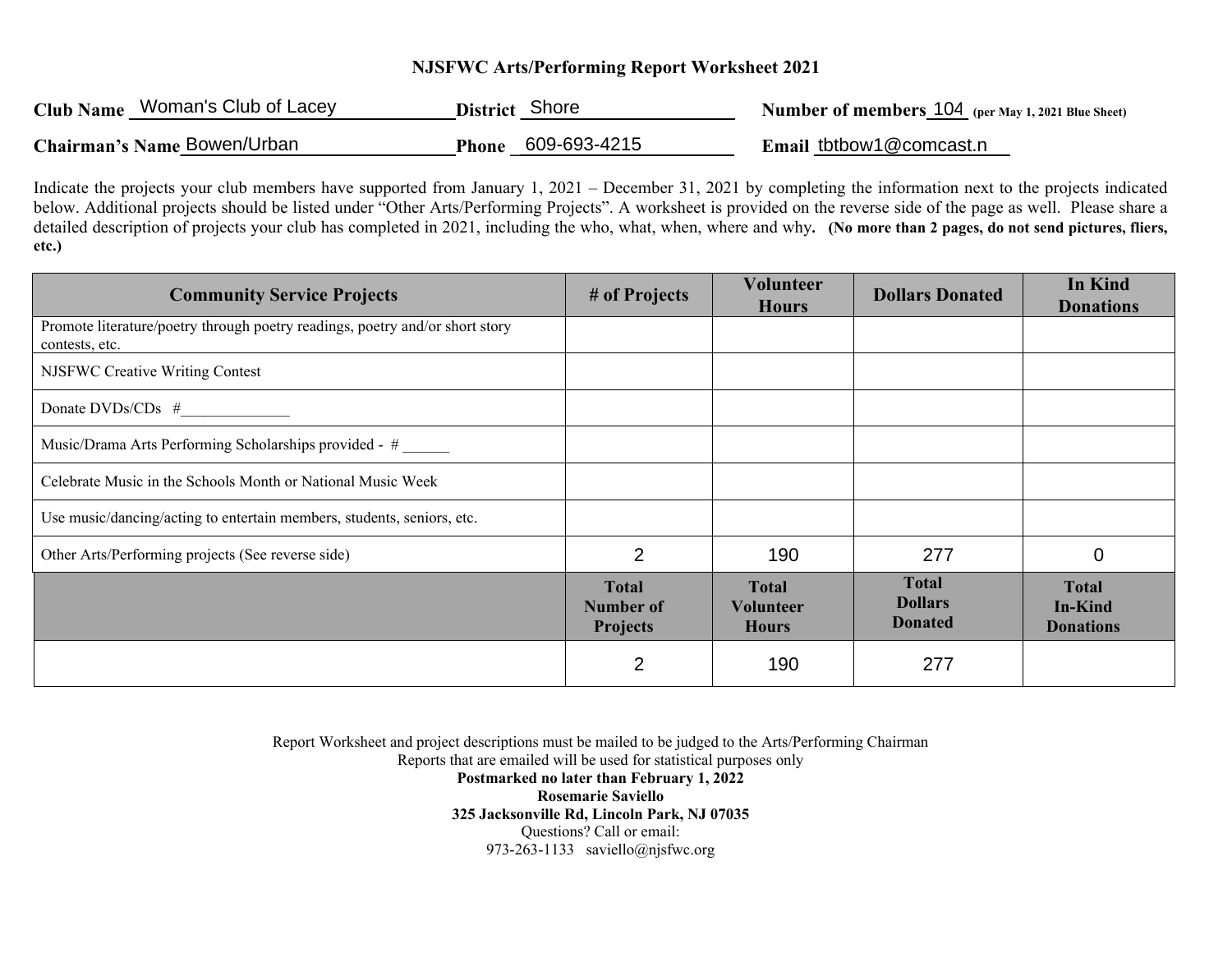# NJSFWC Arts/Performing Report Worksheet 2021

**Club Name** Woman's Club of Lacey **District** Shore **Number of members** 104 **(per May 1, 2021 Blue Sheet)**

**Chairman's Name** Bowen/Urban **Phone** 609-693-4215 **Email** tbtbow1@comcast.n

Indicate the projects your club members have supported from January 1, 2021 – December 31, 2021 by completing the information next to the projects indicated below. Additional projects should be listed under "Other Arts/Performing Projects". A worksheet is provided on the reverse side of the page as well. Please share a detailed description of projects your club has completed in 2021, including the who, what, when, where and why. **(No more than 2 pages, do not send pictures, fliers, etc.)**

| Community Service Projects | # of Projects | Volunteer Hours | Dollars Donated | In Kind Donations |
|---|---|---|---|---|
| Promote literature/poetry through poetry readings, poetry and/or short story contests, etc. | | | | |
| NJSFWC Creative Writing Contest | | | | |
| Donate DVDs/CDs #______________ | | | | |
| Music/Drama Arts Performing Scholarships provided - # ______ | | | | |
| Celebrate Music in the Schools Month or National Music Week | | | | |
| Use music/dancing/acting to entertain members, students, seniors, etc. | | | | |
| Other Arts/Performing projects (See reverse side) | 2 | 190 | 277 | 0 |
| | **Total Number of Projects** | **Total Volunteer Hours** | **Total Dollars Donated** | **Total In-Kind Donations** |
| | 2 | 190 | 277 | |

Report Worksheet and project descriptions must be mailed to be judged to the Arts/Performing Chairman
Reports that are emailed will be used for statistical purposes only
**Postmarked no later than February 1, 2022**
**Rosemarie Saviello**
**325 Jacksonville Rd, Lincoln Park, NJ 07035**
Questions? Call or email:
973-263-1133 saviello@njsfwc.org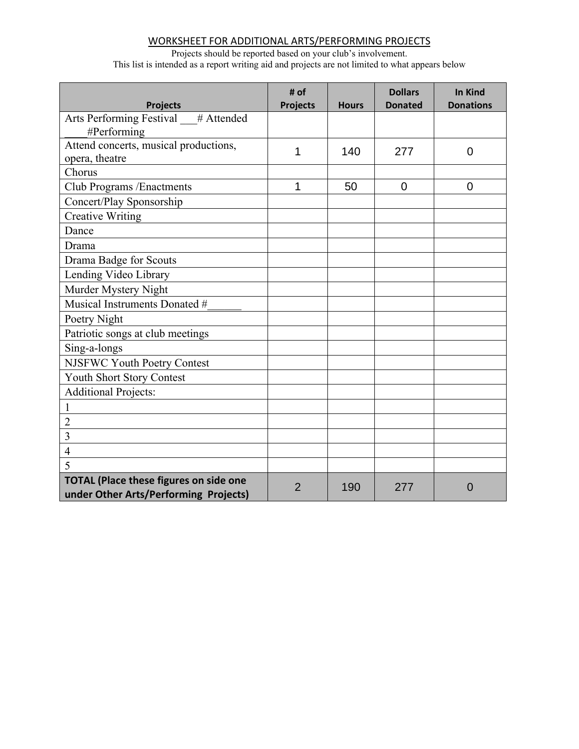WORKSHEET FOR ADDITIONAL ARTS/PERFORMING PROJECTS

Projects should be reported based on your club's involvement.
This list is intended as a report writing aid and projects are not limited to what appears below

| Projects | # of Projects | Hours | Dollars Donated | In Kind Donations |
|---|---|---|---|---|
| Arts Performing Festival ___# Attended ____#Performing | | | | |
| Attend concerts, musical productions, opera, theatre | 1 | 140 | 277 | 0 |
| Chorus | | | | |
| Club Programs /Enactments | 1 | 50 | 0 | 0 |
| Concert/Play Sponsorship | | | | |
| Creative Writing | | | | |
| Dance | | | | |
| Drama | | | | |
| Drama Badge for Scouts | | | | |
| Lending Video Library | | | | |
| Murder Mystery Night | | | | |
| Musical Instruments Donated #______ | | | | |
| Poetry Night | | | | |
| Patriotic songs at club meetings | | | | |
| Sing-a-longs | | | | |
| NJSFWC Youth Poetry Contest | | | | |
| Youth Short Story Contest | | | | |
| Additional Projects: | | | | |
| 1 | | | | |
| 2 | | | | |
| 3 | | | | |
| 4 | | | | |
| 5 | | | | |
| **TOTAL (Place these figures on side one under Other Arts/Performing Projects)** | 2 | 190 | 277 | 0 |